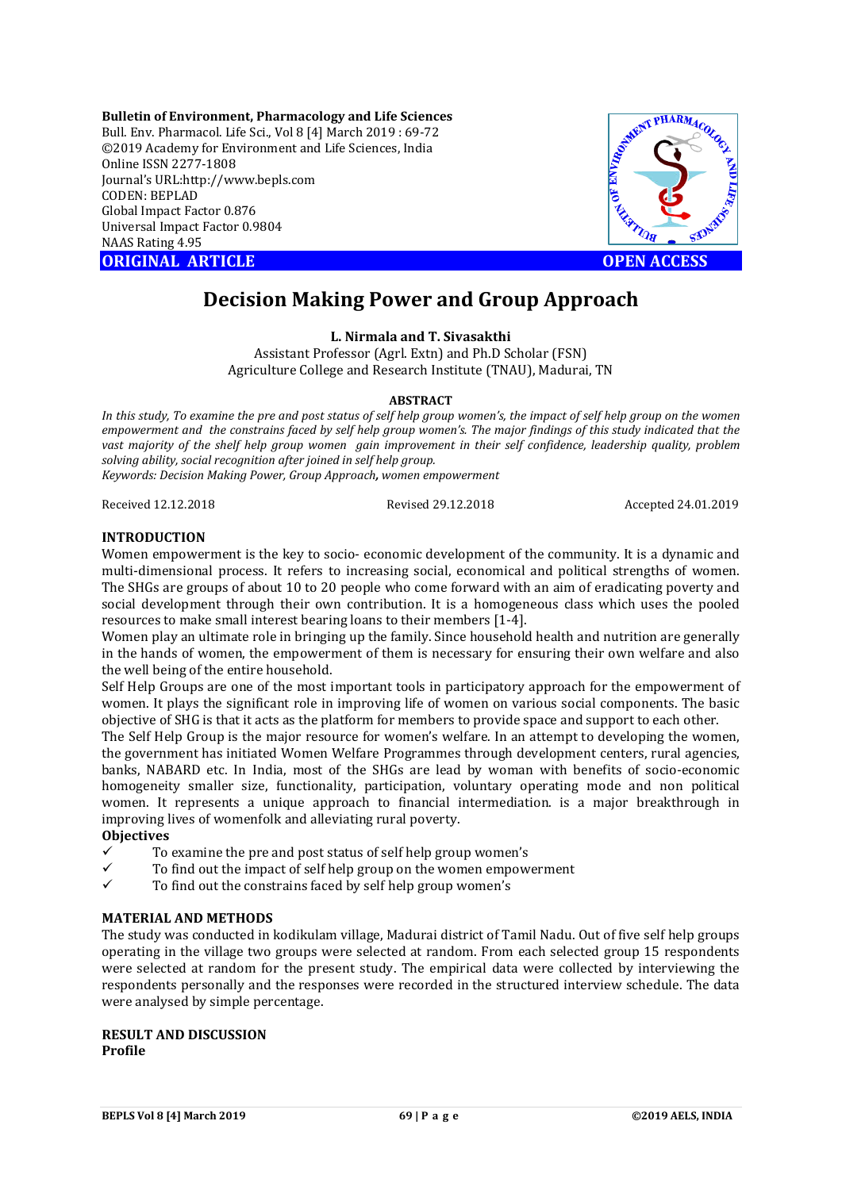Bulletin of Environment, Pharmacology and Life Sciences
Bull. Env. Pharmacol. Life Sci., Vol 8 [4] March 2019 : 69-72
©2019 Academy for Environment and Life Sciences, India
Online ISSN 2277-1808
Journal's URL:http://www.bepls.com
CODEN: BEPLAD
Global Impact Factor 0.876
Universal Impact Factor 0.9804
NAAS Rating 4.95

**ORIGINAL ARTICLE** **OPEN ACCESS**

# Decision Making Power and Group Approach

**L. Nirmala and T. Sivasakthi**

Assistant Professor (Agrl. Extn) and Ph.D Scholar (FSN)
Agriculture College and Research Institute (TNAU), Madurai, TN

## ABSTRACT

*In this study, To examine the pre and post status of self help group women's, the impact of self help group on the women empowerment and the constrains faced by self help group women's. The major findings of this study indicated that the vast majority of the shelf help group women gain improvement in their self confidence, leadership quality, problem solving ability, social recognition after joined in self help group.*

*Keywords: Decision Making Power, Group Approach, women empowerment*

Received 12.12.2018 Revised 29.12.2018 Accepted 24.01.2019

## INTRODUCTION

Women empowerment is the key to socio- economic development of the community. It is a dynamic and multi-dimensional process. It refers to increasing social, economical and political strengths of women. The SHGs are groups of about 10 to 20 people who come forward with an aim of eradicating poverty and social development through their own contribution. It is a homogeneous class which uses the pooled resources to make small interest bearing loans to their members [1-4].

Women play an ultimate role in bringing up the family. Since household health and nutrition are generally in the hands of women, the empowerment of them is necessary for ensuring their own welfare and also the well being of the entire household.

Self Help Groups are one of the most important tools in participatory approach for the empowerment of women. It plays the significant role in improving life of women on various social components. The basic objective of SHG is that it acts as the platform for members to provide space and support to each other.

The Self Help Group is the major resource for women's welfare. In an attempt to developing the women, the government has initiated Women Welfare Programmes through development centers, rural agencies, banks, NABARD etc. In India, most of the SHGs are lead by woman with benefits of socio-economic homogeneity smaller size, functionality, participation, voluntary operating mode and non political women. It represents a unique approach to financial intermediation. is a major breakthrough in improving lives of womenfolk and alleviating rural poverty.

### Objectives

- ✓ To examine the pre and post status of self help group women's
- ✓ To find out the impact of self help group on the women empowerment
- ✓ To find out the constrains faced by self help group women's

## MATERIAL AND METHODS

The study was conducted in kodikulam village, Madurai district of Tamil Nadu. Out of five self help groups operating in the village two groups were selected at random. From each selected group 15 respondents were selected at random for the present study. The empirical data were collected by interviewing the respondents personally and the responses were recorded in the structured interview schedule. The data were analysed by simple percentage.

## RESULT AND DISCUSSION

### Profile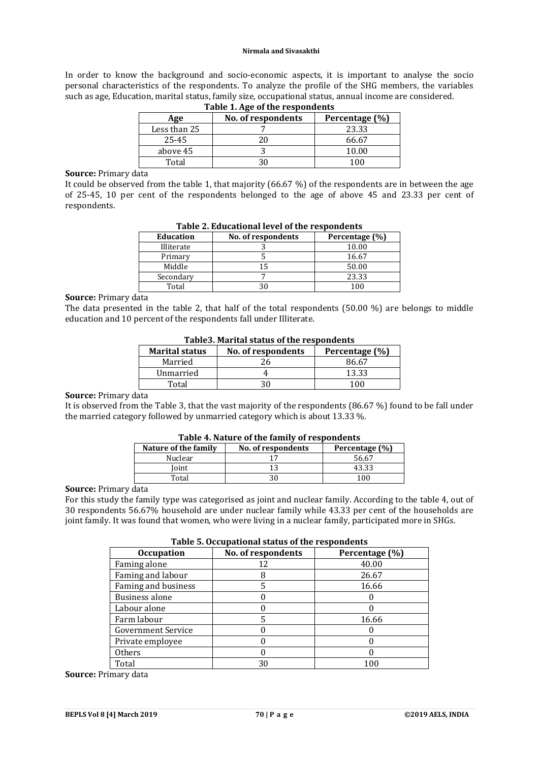In order to know the background and socio-economic aspects, it is important to analyse the socio personal characteristics of the respondents. To analyze the profile of the SHG members, the variables such as age, Education, marital status, family size, occupational status, annual income are considered.

**Table 1. Age of the respondents**

| Age | No. of respondents | Percentage (%) |
|---|---|---|
| Less than 25 | 7 | 23.33 |
| 25-45 | 20 | 66.67 |
| above 45 | 3 | 10.00 |
| Total | 30 | 100 |

**Source:** Primary data

It could be observed from the table 1, that majority (66.67 %) of the respondents are in between the age of 25-45, 10 per cent of the respondents belonged to the age of above 45 and 23.33 per cent of respondents.

**Table 2. Educational level of the respondents**

| Education | No. of respondents | Percentage (%) |
|---|---|---|
| Illiterate | 3 | 10.00 |
| Primary | 5 | 16.67 |
| Middle | 15 | 50.00 |
| Secondary | 7 | 23.33 |
| Total | 30 | 100 |

**Source:** Primary data

The data presented in the table 2, that half of the total respondents (50.00 %) are belongs to middle education and 10 percent of the respondents fall under Illiterate.

**Table3. Marital status of the respondents**

| Marital status | No. of respondents | Percentage (%) |
|---|---|---|
| Married | 26 | 86.67 |
| Unmarried | 4 | 13.33 |
| Total | 30 | 100 |

**Source:** Primary data

It is observed from the Table 3, that the vast majority of the respondents (86.67 %) found to be fall under the married category followed by unmarried category which is about 13.33 %.

**Table 4. Nature of the family of respondents**

| Nature of the family | No. of respondents | Percentage (%) |
|---|---|---|
| Nuclear | 17 | 56.67 |
| Joint | 13 | 43.33 |
| Total | 30 | 100 |

**Source:** Primary data

For this study the family type was categorised as joint and nuclear family. According to the table 4, out of 30 respondents 56.67% household are under nuclear family while 43.33 per cent of the households are joint family. It was found that women, who were living in a nuclear family, participated more in SHGs.

**Table 5. Occupational status of the respondents**

| Occupation | No. of respondents | Percentage (%) |
|---|---|---|
| Faming alone | 12 | 40.00 |
| Faming and labour | 8 | 26.67 |
| Faming and business | 5 | 16.66 |
| Business alone | 0 | 0 |
| Labour alone | 0 | 0 |
| Farm labour | 5 | 16.66 |
| Government Service | 0 | 0 |
| Private employee | 0 | 0 |
| Others | 0 | 0 |
| Total | 30 | 100 |

**Source:** Primary data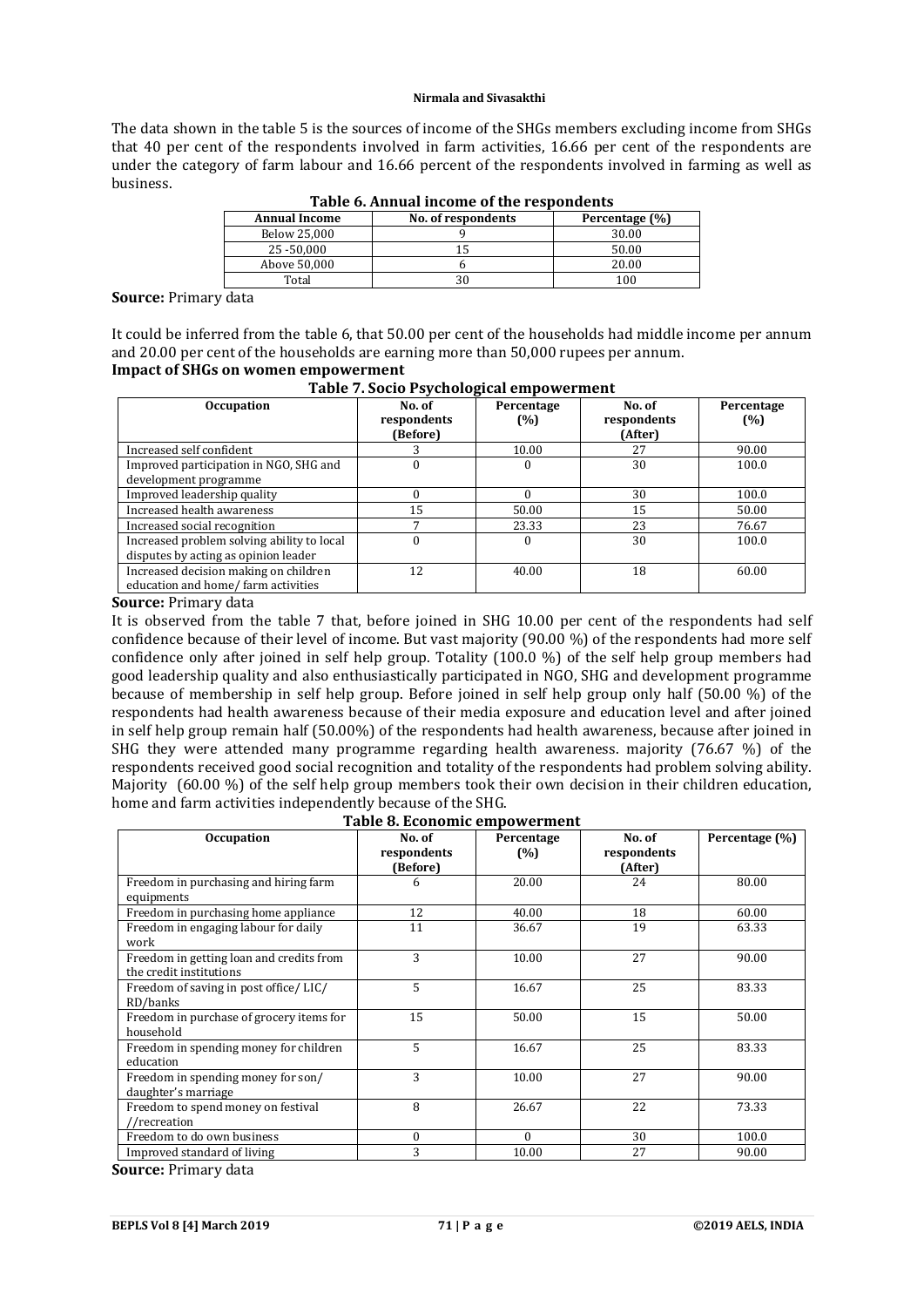The data shown in the table 5 is the sources of income of the SHGs members excluding income from SHGs that 40 per cent of the respondents involved in farm activities, 16.66 per cent of the respondents are under the category of farm labour and 16.66 percent of the respondents involved in farming as well as business.

**Table 6. Annual income of the respondents**

| Annual Income | No. of respondents | Percentage (%) |
|---|---|---|
| Below 25,000 | 9 | 30.00 |
| 25 -50,000 | 15 | 50.00 |
| Above 50,000 | 6 | 20.00 |
| Total | 30 | 100 |

**Source:** Primary data

It could be inferred from the table 6, that 50.00 per cent of the households had middle income per annum and 20.00 per cent of the households are earning more than 50,000 rupees per annum.

**Impact of SHGs on women empowerment**

**Table 7. Socio Psychological empowerment**

| Occupation | No. of respondents (Before) | Percentage (%) | No. of respondents (After) | Percentage (%) |
|---|---|---|---|---|
| Increased self confident | 3 | 10.00 | 27 | 90.00 |
| Improved participation in NGO, SHG and development programme | 0 | 0 | 30 | 100.0 |
| Improved leadership quality | 0 | 0 | 30 | 100.0 |
| Increased health awareness | 15 | 50.00 | 15 | 50.00 |
| Increased social recognition | 7 | 23.33 | 23 | 76.67 |
| Increased problem solving ability to local disputes by acting as opinion leader | 0 | 0 | 30 | 100.0 |
| Increased decision making on children education and home/ farm activities | 12 | 40.00 | 18 | 60.00 |

**Source:** Primary data

It is observed from the table 7 that, before joined in SHG 10.00 per cent of the respondents had self confidence because of their level of income. But vast majority (90.00 %) of the respondents had more self confidence only after joined in self help group. Totality (100.0 %) of the self help group members had good leadership quality and also enthusiastically participated in NGO, SHG and development programme because of membership in self help group. Before joined in self help group only half (50.00 %) of the respondents had health awareness because of their media exposure and education level and after joined in self help group remain half (50.00%) of the respondents had health awareness, because after joined in SHG they were attended many programme regarding health awareness. majority (76.67 %) of the respondents received good social recognition and totality of the respondents had problem solving ability. Majority (60.00 %) of the self help group members took their own decision in their children education, home and farm activities independently because of the SHG.

**Table 8. Economic empowerment**

| Occupation | No. of respondents (Before) | Percentage (%) | No. of respondents (After) | Percentage (%) |
|---|---|---|---|---|
| Freedom in purchasing and hiring farm equipments | 6 | 20.00 | 24 | 80.00 |
| Freedom in purchasing home appliance | 12 | 40.00 | 18 | 60.00 |
| Freedom in engaging labour for daily work | 11 | 36.67 | 19 | 63.33 |
| Freedom in getting loan and credits from the credit institutions | 3 | 10.00 | 27 | 90.00 |
| Freedom of saving in post office/ LIC/ RD/banks | 5 | 16.67 | 25 | 83.33 |
| Freedom in purchase of grocery items for household | 15 | 50.00 | 15 | 50.00 |
| Freedom in spending money for children education | 5 | 16.67 | 25 | 83.33 |
| Freedom in spending money for son/ daughter's marriage | 3 | 10.00 | 27 | 90.00 |
| Freedom to spend money on festival //recreation | 8 | 26.67 | 22 | 73.33 |
| Freedom to do own business | 0 | 0 | 30 | 100.0 |
| Improved standard of living | 3 | 10.00 | 27 | 90.00 |

**Source:** Primary data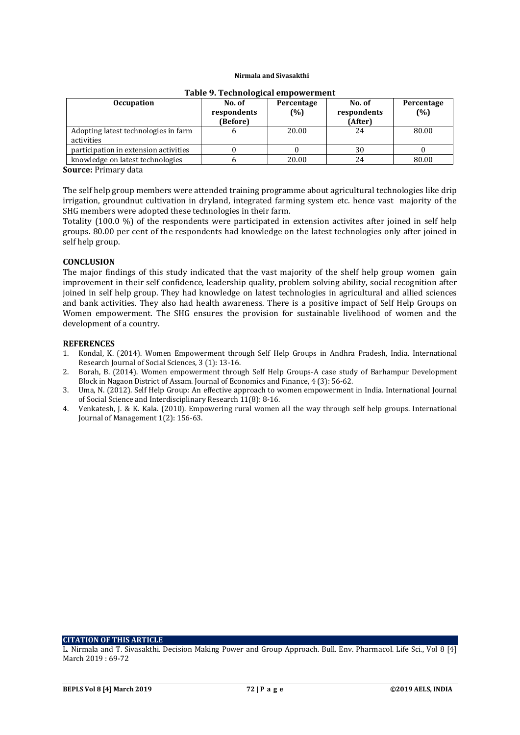**Table 9. Technological empowerment**

| Occupation | No. of respondents (Before) | Percentage (%) | No. of respondents (After) | Percentage (%) |
|---|---|---|---|---|
| Adopting latest technologies in farm activities | 6 | 20.00 | 24 | 80.00 |
| participation in extension activities | 0 | 0 | 30 | 0 |
| knowledge on latest technologies | 6 | 20.00 | 24 | 80.00 |

**Source:** Primary data

The self help group members were attended training programme about agricultural technologies like drip irrigation, groundnut cultivation in dryland, integrated farming system etc. hence vast majority of the SHG members were adopted these technologies in their farm.

Totality (100.0 %) of the respondents were participated in extension activites after joined in self help groups. 80.00 per cent of the respondents had knowledge on the latest technologies only after joined in self help group.

## CONCLUSION

The major findings of this study indicated that the vast majority of the shelf help group women gain improvement in their self confidence, leadership quality, problem solving ability, social recognition after joined in self help group. They had knowledge on latest technologies in agricultural and allied sciences and bank activities. They also had health awareness. There is a positive impact of Self Help Groups on Women empowerment. The SHG ensures the provision for sustainable livelihood of women and the development of a country.

## REFERENCES

1. Kondal, K. (2014). Women Empowerment through Self Help Groups in Andhra Pradesh, India. International Research Journal of Social Sciences, 3 (1): 13-16.
2. Borah, B. (2014). Women empowerment through Self Help Groups-A case study of Barhampur Development Block in Nagaon District of Assam. Journal of Economics and Finance, 4 (3): 56-62.
3. Uma, N. (2012). Self Help Group: An effective approach to women empowerment in India. International Journal of Social Science and Interdisciplinary Research 11(8): 8-16.
4. Venkatesh, J. & K. Kala. (2010). Empowering rural women all the way through self help groups. International Journal of Management 1(2): 156-63.

**CITATION OF THIS ARTICLE**

L. Nirmala and T. Sivasakthi. Decision Making Power and Group Approach. Bull. Env. Pharmacol. Life Sci., Vol 8 [4] March 2019 : 69-72